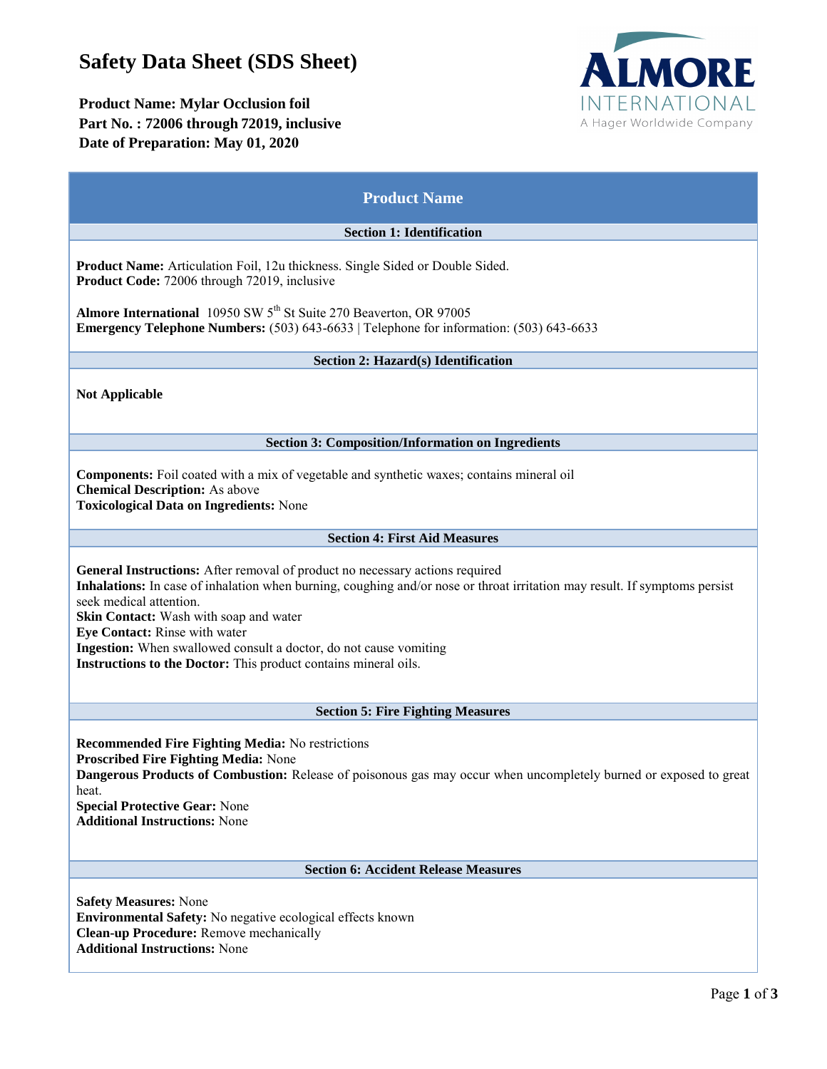# Safety Data Sheet (SDS Sheet)

**Product Name: Mylar Occlusion foil**
**Part No. : 72006 through 72019, inclusive**
**Date of Preparation: May 01, 2020**

ALMORE INTERNATIONAL
A Hager Worldwide Company

## Product Name

### Section 1: Identification

**Product Name:** Articulation Foil, 12u thickness. Single Sided or Double Sided.
**Product Code:** 72006 through 72019, inclusive

**Almore International** 10950 SW 5th St Suite 270 Beaverton, OR 97005
**Emergency Telephone Numbers:** (503) 643-6633 | Telephone for information: (503) 643-6633

### Section 2: Hazard(s) Identification

**Not Applicable**

### Section 3: Composition/Information on Ingredients

**Components:** Foil coated with a mix of vegetable and synthetic waxes; contains mineral oil
**Chemical Description:** As above
**Toxicological Data on Ingredients:** None

### Section 4: First Aid Measures

**General Instructions:** After removal of product no necessary actions required
**Inhalations:** In case of inhalation when burning, coughing and/or nose or throat irritation may result. If symptoms persist seek medical attention.
**Skin Contact:** Wash with soap and water
**Eye Contact:** Rinse with water
**Ingestion:** When swallowed consult a doctor, do not cause vomiting
**Instructions to the Doctor:** This product contains mineral oils.

### Section 5: Fire Fighting Measures

**Recommended Fire Fighting Media:** No restrictions
**Proscribed Fire Fighting Media:** None
**Dangerous Products of Combustion:** Release of poisonous gas may occur when uncompletely burned or exposed to great heat.
**Special Protective Gear:** None
**Additional Instructions:** None

### Section 6: Accident Release Measures

**Safety Measures:** None
**Environmental Safety:** No negative ecological effects known
**Clean-up Procedure:** Remove mechanically
**Additional Instructions:** None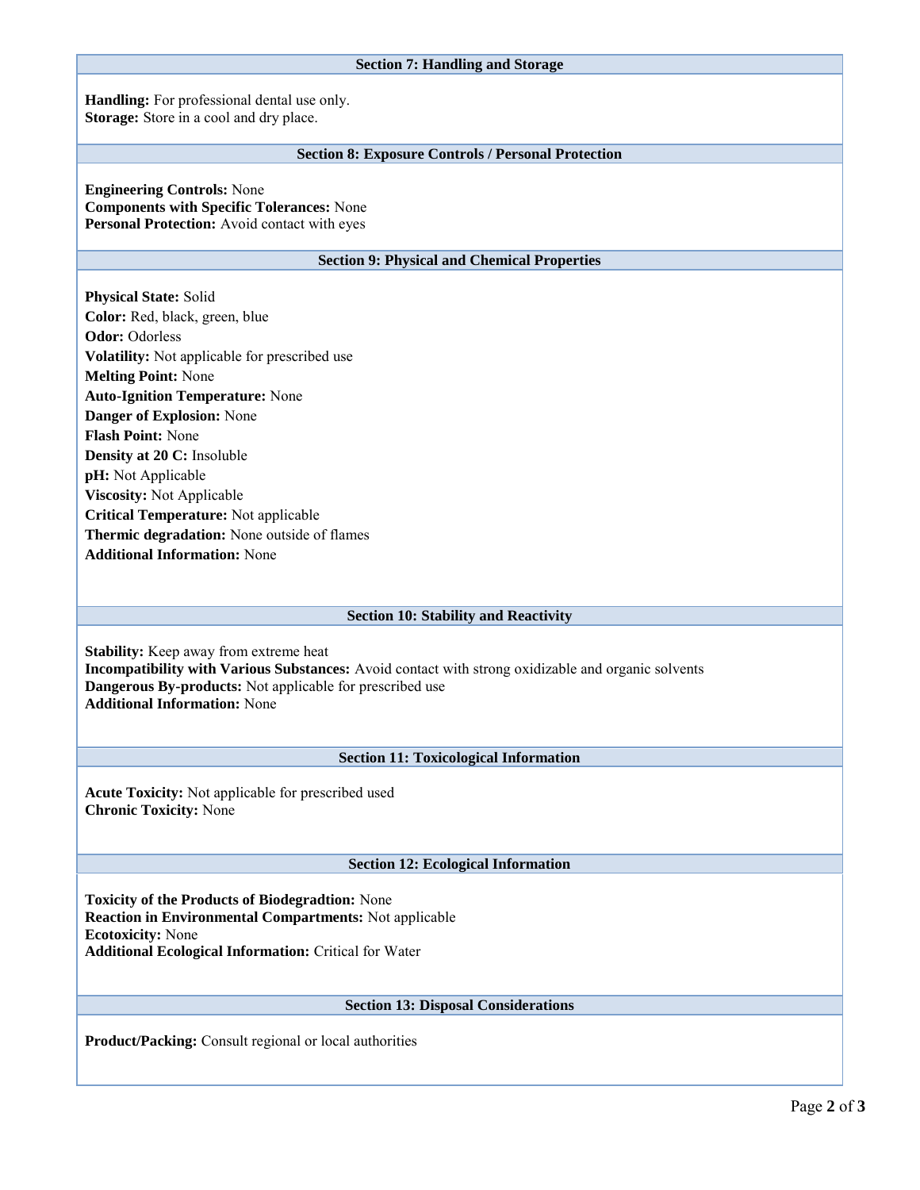## Section 7: Handling and Storage

**Handling:** For professional dental use only.
**Storage:** Store in a cool and dry place.

## Section 8: Exposure Controls / Personal Protection

**Engineering Controls:** None
**Components with Specific Tolerances:** None
**Personal Protection:** Avoid contact with eyes

## Section 9: Physical and Chemical Properties

**Physical State:** Solid
**Color:** Red, black, green, blue
**Odor:** Odorless
**Volatility:** Not applicable for prescribed use
**Melting Point:** None
**Auto-Ignition Temperature:** None
**Danger of Explosion:** None
**Flash Point:** None
**Density at 20 C:** Insoluble
**pH:** Not Applicable
**Viscosity:** Not Applicable
**Critical Temperature:** Not applicable
**Thermic degradation:** None outside of flames
**Additional Information:** None

## Section 10: Stability and Reactivity

**Stability:** Keep away from extreme heat
**Incompatibility with Various Substances:** Avoid contact with strong oxidizable and organic solvents
**Dangerous By-products:** Not applicable for prescribed use
**Additional Information:** None

## Section 11: Toxicological Information

**Acute Toxicity:** Not applicable for prescribed used
**Chronic Toxicity:** None

## Section 12: Ecological Information

**Toxicity of the Products of Biodegradtion:** None
**Reaction in Environmental Compartments:** Not applicable
**Ecotoxicity:** None
**Additional Ecological Information:** Critical for Water

## Section 13: Disposal Considerations

**Product/Packing:** Consult regional or local authorities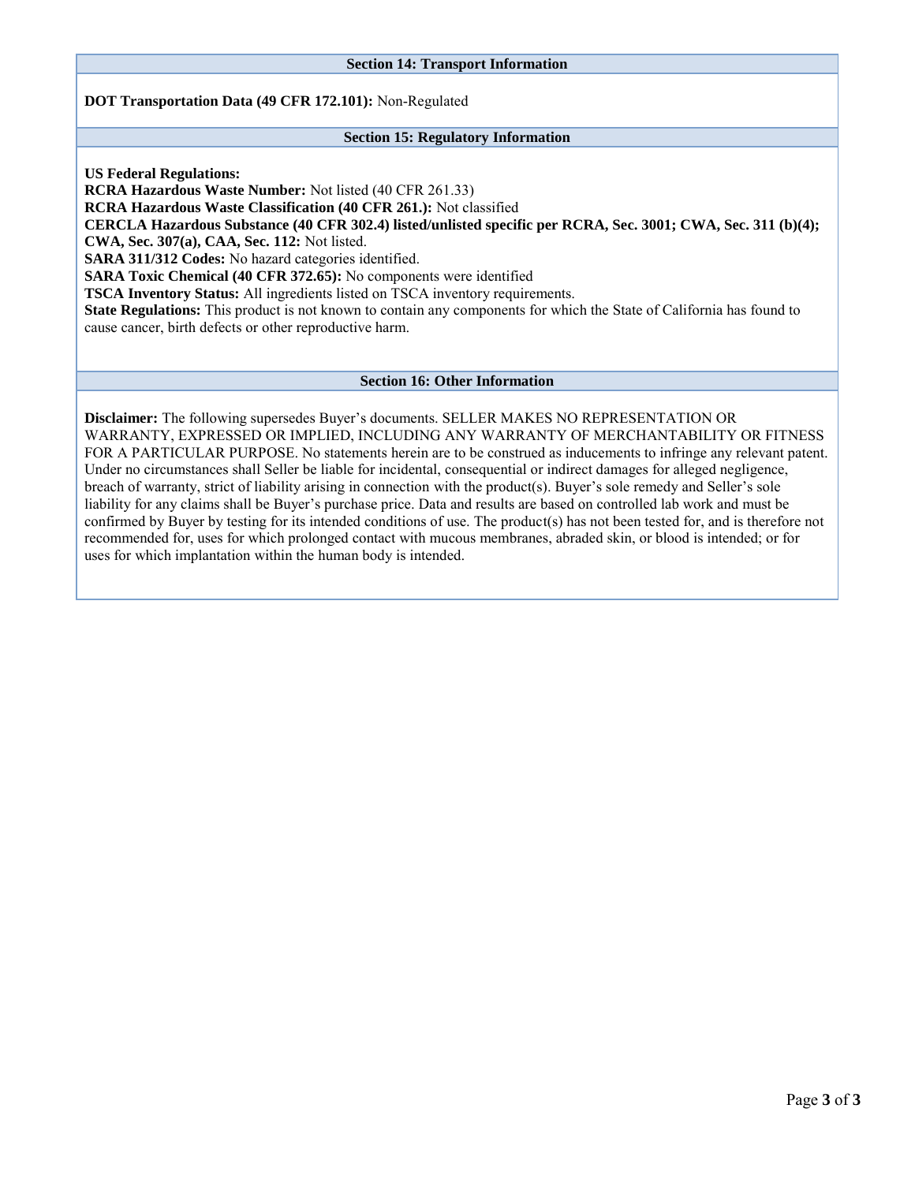## Section 14: Transport Information

**DOT Transportation Data (49 CFR 172.101):** Non-Regulated

## Section 15: Regulatory Information

**US Federal Regulations:**
**RCRA Hazardous Waste Number:** Not listed (40 CFR 261.33)
**RCRA Hazardous Waste Classification (40 CFR 261.):** Not classified
**CERCLA Hazardous Substance (40 CFR 302.4) listed/unlisted specific per RCRA, Sec. 3001; CWA, Sec. 311 (b)(4); CWA, Sec. 307(a), CAA, Sec. 112:** Not listed.
**SARA 311/312 Codes:** No hazard categories identified.
**SARA Toxic Chemical (40 CFR 372.65):** No components were identified
**TSCA Inventory Status:** All ingredients listed on TSCA inventory requirements.
**State Regulations:** This product is not known to contain any components for which the State of California has found to cause cancer, birth defects or other reproductive harm.

## Section 16: Other Information

**Disclaimer:** The following supersedes Buyer's documents. SELLER MAKES NO REPRESENTATION OR WARRANTY, EXPRESSED OR IMPLIED, INCLUDING ANY WARRANTY OF MERCHANTABILITY OR FITNESS FOR A PARTICULAR PURPOSE. No statements herein are to be construed as inducements to infringe any relevant patent. Under no circumstances shall Seller be liable for incidental, consequential or indirect damages for alleged negligence, breach of warranty, strict of liability arising in connection with the product(s). Buyer's sole remedy and Seller's sole liability for any claims shall be Buyer's purchase price. Data and results are based on controlled lab work and must be confirmed by Buyer by testing for its intended conditions of use. The product(s) has not been tested for, and is therefore not recommended for, uses for which prolonged contact with mucous membranes, abraded skin, or blood is intended; or for uses for which implantation within the human body is intended.